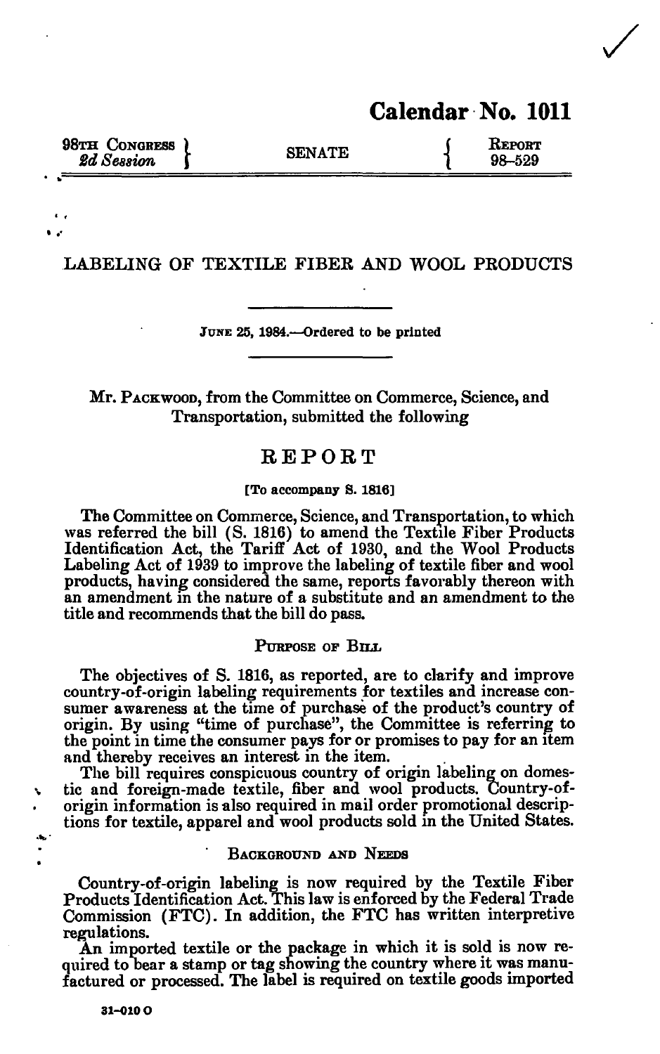# Calendar No. 1011

98TH CONGRESS
*2d Session*

SENATE

REPORT
98–529

## LABELING OF TEXTILE FIBER AND WOOL PRODUCTS

JUNE 25, 1984.—Ordered to be printed

Mr. PACKWOOD, from the Committee on Commerce, Science, and Transportation, submitted the following

# REPORT

[To accompany S. 1816]

The Committee on Commerce, Science, and Transportation, to which was referred the bill (S. 1816) to amend the Textile Fiber Products Identification Act, the Tariff Act of 1930, and the Wool Products Labeling Act of 1939 to improve the labeling of textile fiber and wool products, having considered the same, reports favorably thereon with an amendment in the nature of a substitute and an amendment to the title and recommends that the bill do pass.

### PURPOSE OF BILL

The objectives of S. 1816, as reported, are to clarify and improve country-of-origin labeling requirements for textiles and increase consumer awareness at the time of purchase of the product's country of origin. By using "time of purchase", the Committee is referring to the point in time the consumer pays for or promises to pay for an item and thereby receives an interest in the item.

The bill requires conspicuous country of origin labeling on domestic and foreign-made textile, fiber and wool products. Country-of-origin information is also required in mail order promotional descriptions for textile, apparel and wool products sold in the United States.

### BACKGROUND AND NEEDS

Country-of-origin labeling is now required by the Textile Fiber Products Identification Act. This law is enforced by the Federal Trade Commission (FTC). In addition, the FTC has written interpretive regulations.

An imported textile or the package in which it is sold is now required to bear a stamp or tag showing the country where it was manufactured or processed. The label is required on textile goods imported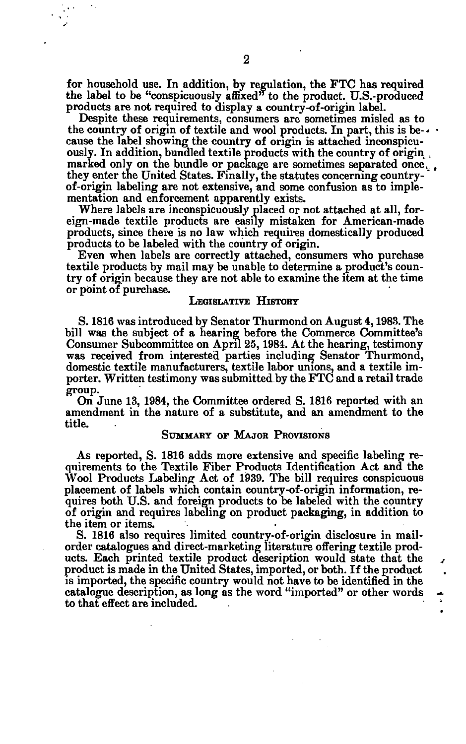for household use. In addition, by regulation, the FTC has required the label to be "conspicuously affixed" to the product. U.S.-produced products are not required to display a country-of-origin label.

Despite these requirements, consumers are sometimes misled as to the country of origin of textile and wool products. In part, this is because the label showing the country of origin is attached inconspicuously. In addition, bundled textile products with the country of origin marked only on the bundle or package are sometimes separated once they enter the United States. Finally, the statutes concerning country-of-origin labeling are not extensive, and some confusion as to implementation and enforcement apparently exists.

Where labels are inconspicuously placed or not attached at all, foreign-made textile products are easily mistaken for American-made products, since there is no law which requires domestically produced products to be labeled with the country of origin.

Even when labels are correctly attached, consumers who purchase textile products by mail may be unable to determine a product's country of origin because they are not able to examine the item at the time or point of purchase.

## LEGISLATIVE HISTORY

S. 1816 was introduced by Senator Thurmond on August 4, 1983. The bill was the subject of a hearing before the Commerce Committee's Consumer Subcommittee on April 25, 1984. At the hearing, testimony was received from interested parties including Senator Thurmond, domestic textile manufacturers, textile labor unions, and a textile importer. Written testimony was submitted by the FTC and a retail trade group.

On June 13, 1984, the Committee ordered S. 1816 reported with an amendment in the nature of a substitute, and an amendment to the title.

## SUMMARY OF MAJOR PROVISIONS

As reported, S. 1816 adds more extensive and specific labeling requirements to the Textile Fiber Products Identification Act and the Wool Products Labeling Act of 1939. The bill requires conspicuous placement of labels which contain country-of-origin information, requires both U.S. and foreign products to be labeled with the country of origin and requires labeling on product packaging, in addition to the item or items.

S. 1816 also requires limited country-of-origin disclosure in mail-order catalogues and direct-marketing literature offering textile products. Each printed textile product description would state that the product is made in the United States, imported, or both. If the product is imported, the specific country would not have to be identified in the catalogue description, as long as the word "imported" or other words to that effect are included.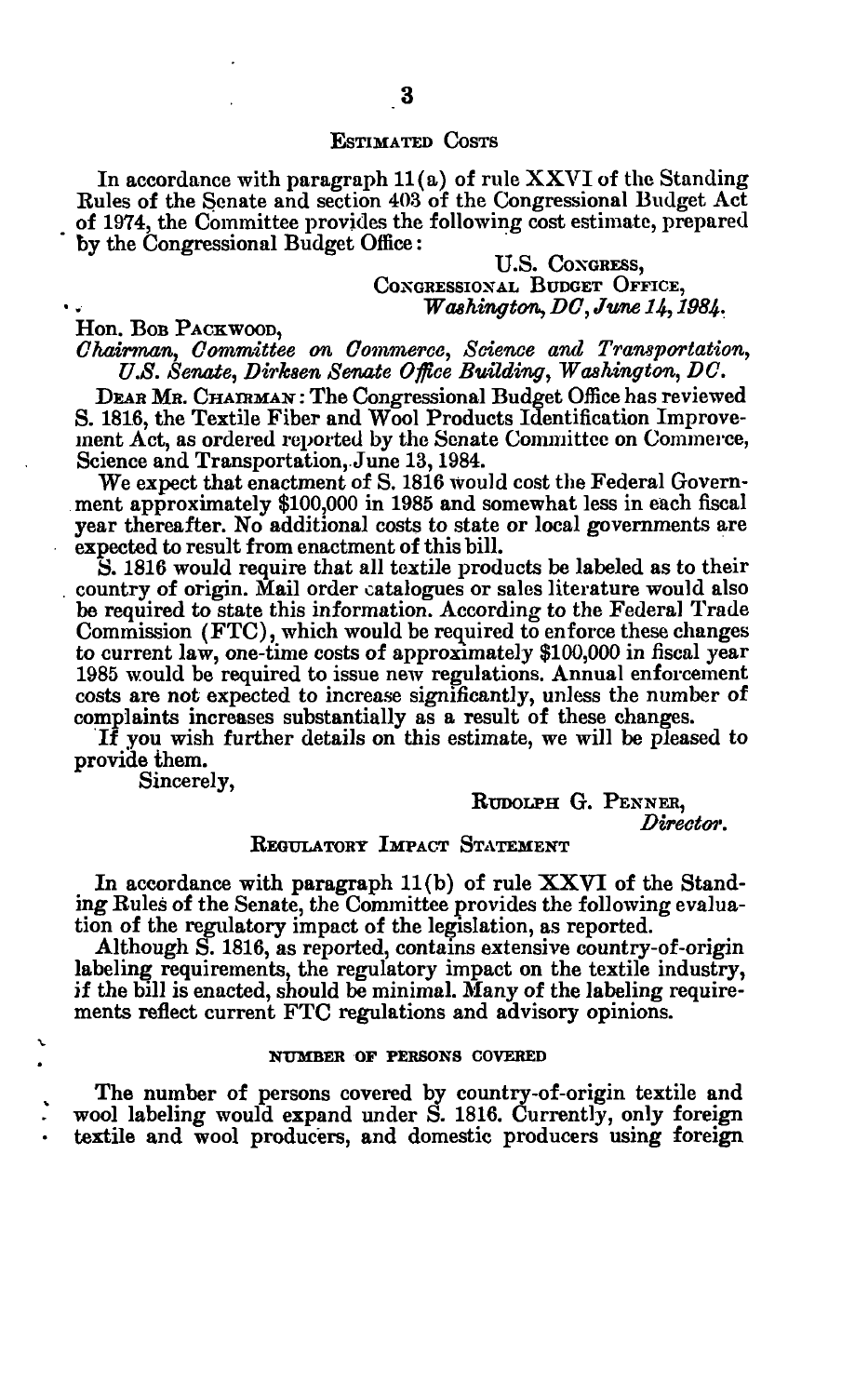## ESTIMATED COSTS

In accordance with paragraph 11(a) of rule XXVI of the Standing Rules of the Senate and section 403 of the Congressional Budget Act of 1974, the Committee provides the following cost estimate, prepared by the Congressional Budget Office:

U.S. CONGRESS,
CONGRESSIONAL BUDGET OFFICE,
*Washington, DC, June 14, 1984.*

Hon. BOB PACKWOOD,
*Chairman, Committee on Commerce, Science and Transportation, U.S. Senate, Dirksen Senate Office Building, Washington, DC.*

DEAR MR. CHAIRMAN: The Congressional Budget Office has reviewed S. 1816, the Textile Fiber and Wool Products Identification Improvement Act, as ordered reported by the Senate Committee on Commerce, Science and Transportation, June 13, 1984.

We expect that enactment of S. 1816 would cost the Federal Government approximately $100,000 in 1985 and somewhat less in each fiscal year thereafter. No additional costs to state or local governments are expected to result from enactment of this bill.

S. 1816 would require that all textile products be labeled as to their country of origin. Mail order catalogues or sales literature would also be required to state this information. According to the Federal Trade Commission (FTC), which would be required to enforce these changes to current law, one-time costs of approximately $100,000 in fiscal year 1985 would be required to issue new regulations. Annual enforcement costs are not expected to increase significantly, unless the number of complaints increases substantially as a result of these changes.

If you wish further details on this estimate, we will be pleased to provide them.

Sincerely,

RUDOLPH G. PENNER,
*Director.*

## REGULATORY IMPACT STATEMENT

In accordance with paragraph 11(b) of rule XXVI of the Standing Rules of the Senate, the Committee provides the following evaluation of the regulatory impact of the legislation, as reported.

Although S. 1816, as reported, contains extensive country-of-origin labeling requirements, the regulatory impact on the textile industry, if the bill is enacted, should be minimal. Many of the labeling requirements reflect current FTC regulations and advisory opinions.

### NUMBER OF PERSONS COVERED

The number of persons covered by country-of-origin textile and wool labeling would expand under S. 1816. Currently, only foreign textile and wool producers, and domestic producers using foreign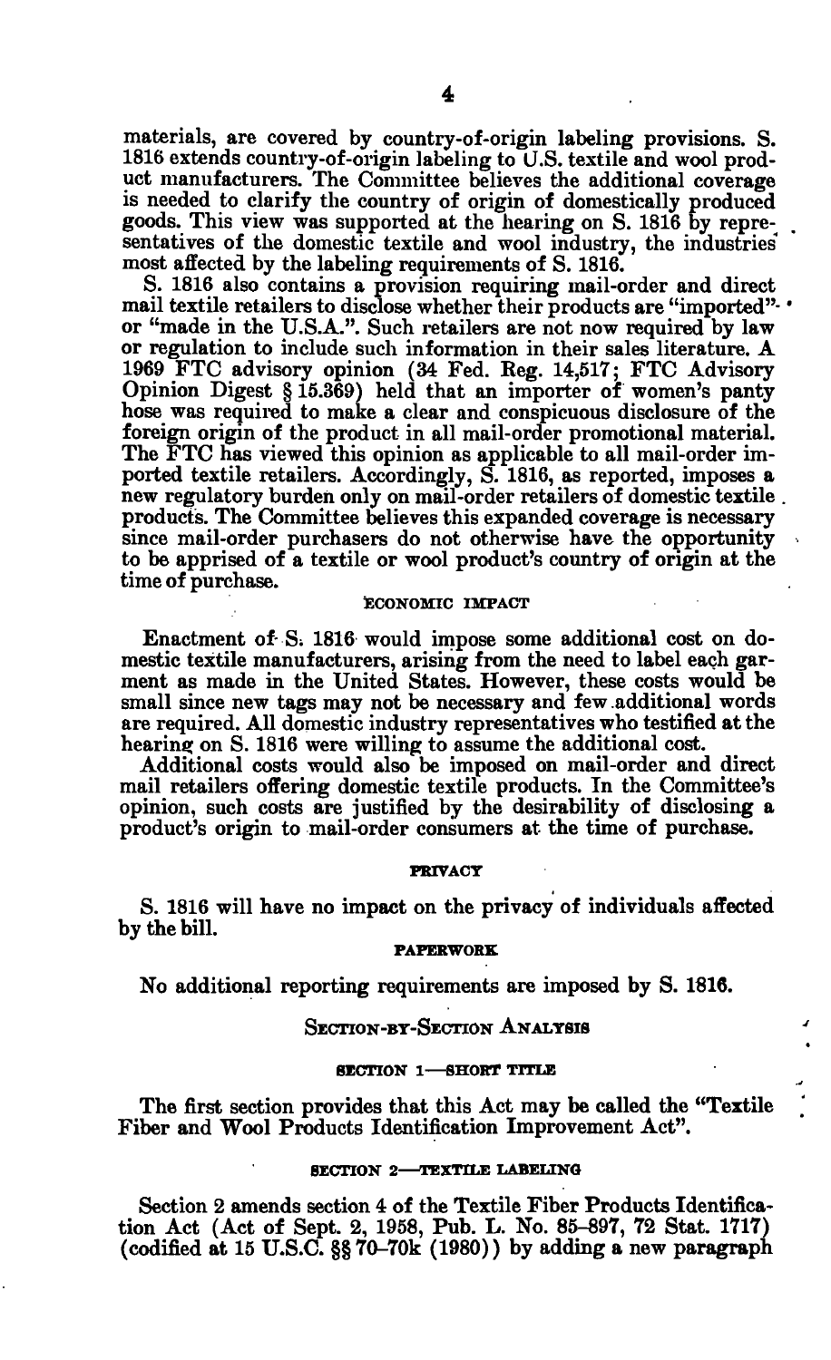materials, are covered by country-of-origin labeling provisions. S. 1816 extends country-of-origin labeling to U.S. textile and wool product manufacturers. The Committee believes the additional coverage is needed to clarify the country of origin of domestically produced goods. This view was supported at the hearing on S. 1816 by representatives of the domestic textile and wool industry, the industries most affected by the labeling requirements of S. 1816.

S. 1816 also contains a provision requiring mail-order and direct mail textile retailers to disclose whether their products are "imported" or "made in the U.S.A.". Such retailers are not now required by law or regulation to include such information in their sales literature. A 1969 FTC advisory opinion (34 Fed. Reg. 14,517; FTC Advisory Opinion Digest § 15.369) held that an importer of women's panty hose was required to make a clear and conspicuous disclosure of the foreign origin of the product in all mail-order promotional material. The FTC has viewed this opinion as applicable to all mail-order imported textile retailers. Accordingly, S. 1816, as reported, imposes a new regulatory burden only on mail-order retailers of domestic textile products. The Committee believes this expanded coverage is necessary since mail-order purchasers do not otherwise have the opportunity to be apprised of a textile or wool product's country of origin at the time of purchase.

### ECONOMIC IMPACT

Enactment of S. 1816 would impose some additional cost on domestic textile manufacturers, arising from the need to label each garment as made in the United States. However, these costs would be small since new tags may not be necessary and few additional words are required. All domestic industry representatives who testified at the hearing on S. 1816 were willing to assume the additional cost.

Additional costs would also be imposed on mail-order and direct mail retailers offering domestic textile products. In the Committee's opinion, such costs are justified by the desirability of disclosing a product's origin to mail-order consumers at the time of purchase.

### PRIVACY

S. 1816 will have no impact on the privacy of individuals affected by the bill.

### PAPERWORK

No additional reporting requirements are imposed by S. 1816.

## SECTION-BY-SECTION ANALYSIS

### SECTION 1—SHORT TITLE

The first section provides that this Act may be called the "Textile Fiber and Wool Products Identification Improvement Act".

### SECTION 2—TEXTILE LABELING

Section 2 amends section 4 of the Textile Fiber Products Identification Act (Act of Sept. 2, 1958, Pub. L. No. 85-897, 72 Stat. 1717) (codified at 15 U.S.C. §§ 70–70k (1980)) by adding a new paragraph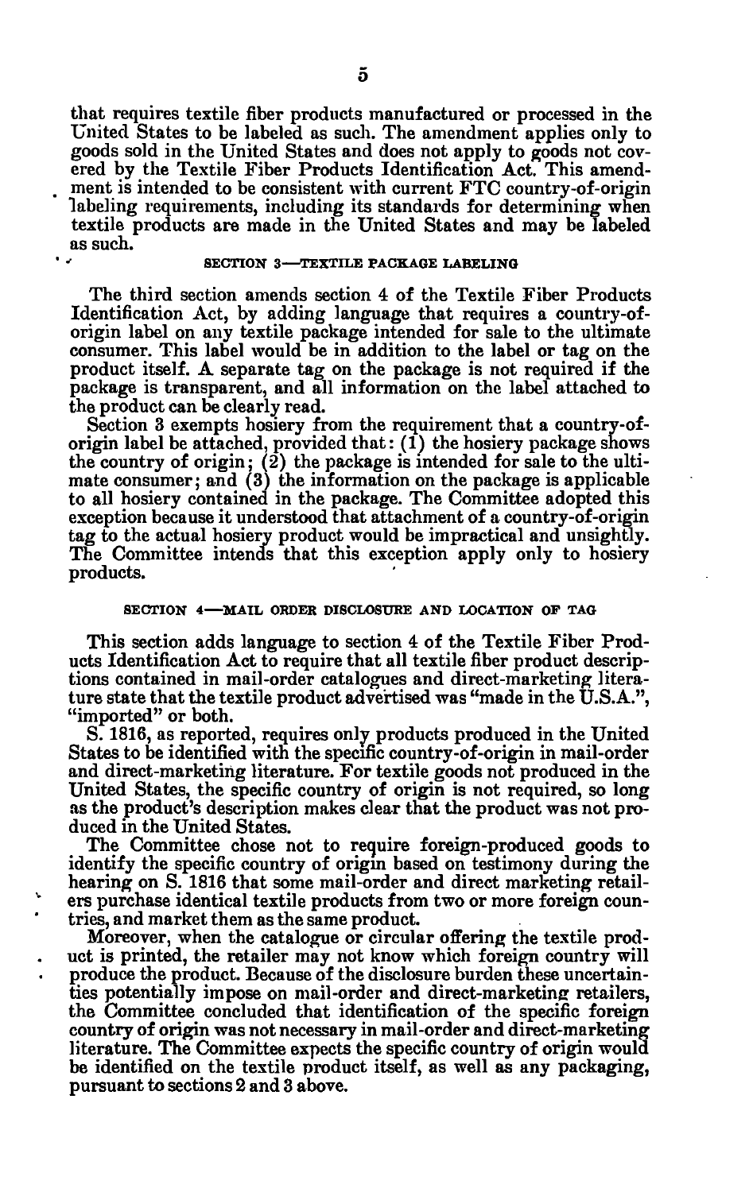that requires textile fiber products manufactured or processed in the United States to be labeled as such. The amendment applies only to goods sold in the United States and does not apply to goods not covered by the Textile Fiber Products Identification Act. This amendment is intended to be consistent with current FTC country-of-origin labeling requirements, including its standards for determining when textile products are made in the United States and may be labeled as such.

### SECTION 3—TEXTILE PACKAGE LABELING

The third section amends section 4 of the Textile Fiber Products Identification Act, by adding language that requires a country-of-origin label on any textile package intended for sale to the ultimate consumer. This label would be in addition to the label or tag on the product itself. A separate tag on the package is not required if the package is transparent, and all information on the label attached to the product can be clearly read.

Section 3 exempts hosiery from the requirement that a country-of-origin label be attached, provided that: (1) the hosiery package shows the country of origin; (2) the package is intended for sale to the ultimate consumer; and (3) the information on the package is applicable to all hosiery contained in the package. The Committee adopted this exception because it understood that attachment of a country-of-origin tag to the actual hosiery product would be impractical and unsightly. The Committee intends that this exception apply only to hosiery products.

### SECTION 4—MAIL ORDER DISCLOSURE AND LOCATION OF TAG

This section adds language to section 4 of the Textile Fiber Products Identification Act to require that all textile fiber product descriptions contained in mail-order catalogues and direct-marketing literature state that the textile product advertised was "made in the U.S.A.", "imported" or both.

S. 1816, as reported, requires only products produced in the United States to be identified with the specific country-of-origin in mail-order and direct-marketing literature. For textile goods not produced in the United States, the specific country of origin is not required, so long as the product's description makes clear that the product was not produced in the United States.

The Committee chose not to require foreign-produced goods to identify the specific country of origin based on testimony during the hearing on S. 1816 that some mail-order and direct marketing retailers purchase identical textile products from two or more foreign countries, and market them as the same product.

Moreover, when the catalogue or circular offering the textile product is printed, the retailer may not know which foreign country will produce the product. Because of the disclosure burden these uncertainties potentially impose on mail-order and direct-marketing retailers, the Committee concluded that identification of the specific foreign country of origin was not necessary in mail-order and direct-marketing literature. The Committee expects the specific country of origin would be identified on the textile product itself, as well as any packaging, pursuant to sections 2 and 3 above.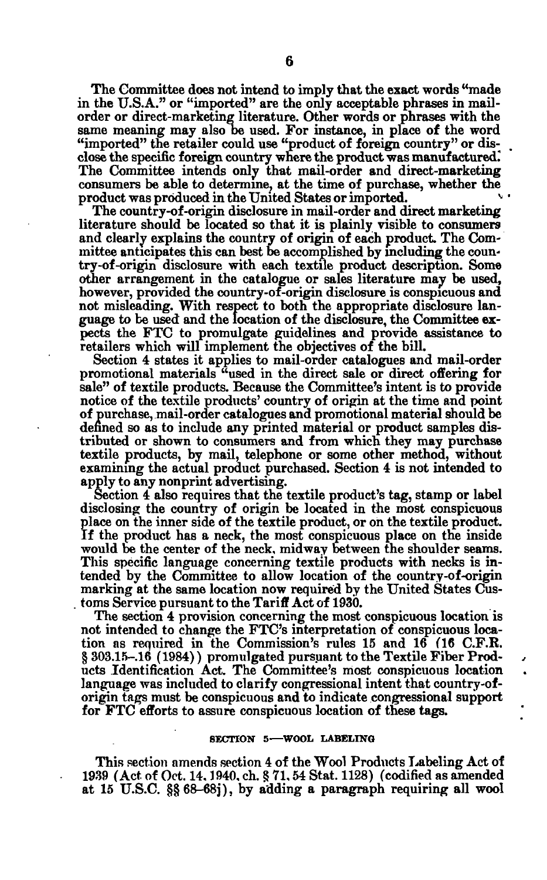The Committee does not intend to imply that the exact words "made in the U.S.A." or "imported" are the only acceptable phrases in mail-order or direct-marketing literature. Other words or phrases with the same meaning may also be used. For instance, in place of the word "imported" the retailer could use "product of foreign country" or disclose the specific foreign country where the product was manufactured. The Committee intends only that mail-order and direct-marketing consumers be able to determine, at the time of purchase, whether the product was produced in the United States or imported.

The country-of-origin disclosure in mail-order and direct marketing literature should be located so that it is plainly visible to consumers and clearly explains the country of origin of each product. The Committee anticipates this can best be accomplished by including the country-of-origin disclosure with each textile product description. Some other arrangement in the catalogue or sales literature may be used, however, provided the country-of-origin disclosure is conspicuous and not misleading. With respect to both the appropriate disclosure language to be used and the location of the disclosure, the Committee expects the FTC to promulgate guidelines and provide assistance to retailers which will implement the objectives of the bill.

Section 4 states it applies to mail-order catalogues and mail-order promotional materials "used in the direct sale or direct offering for sale" of textile products. Because the Committee's intent is to provide notice of the textile products' country of origin at the time and point of purchase, mail-order catalogues and promotional material should be defined so as to include any printed material or product samples distributed or shown to consumers and from which they may purchase textile products, by mail, telephone or some other method, without examining the actual product purchased. Section 4 is not intended to apply to any nonprint advertising.

Section 4 also requires that the textile product's tag, stamp or label disclosing the country of origin be located in the most conspicuous place on the inner side of the textile product, or on the textile product. If the product has a neck, the most conspicuous place on the inside would be the center of the neck, midway between the shoulder seams. This specific language concerning textile products with necks is intended by the Committee to allow location of the country-of-origin marking at the same location now required by the United States Customs Service pursuant to the Tariff Act of 1930.

The section 4 provision concerning the most conspicuous location is not intended to change the FTC's interpretation of conspicuous location as required in the Commission's rules 15 and 16 (16 C.F.R. § 303.15-.16 (1984)) promulgated pursuant to the Textile Fiber Products Identification Act. The Committee's most conspicuous location language was included to clarify congressional intent that country-of-origin tags must be conspicuous and to indicate congressional support for FTC efforts to assure conspicuous location of these tags.

## SECTION 5—WOOL LABELING

This section amends section 4 of the Wool Products Labeling Act of 1939 (Act of Oct. 14, 1940, ch. § 71, 54 Stat. 1128) (codified as amended at 15 U.S.C. §§ 68-68j), by adding a paragraph requiring all wool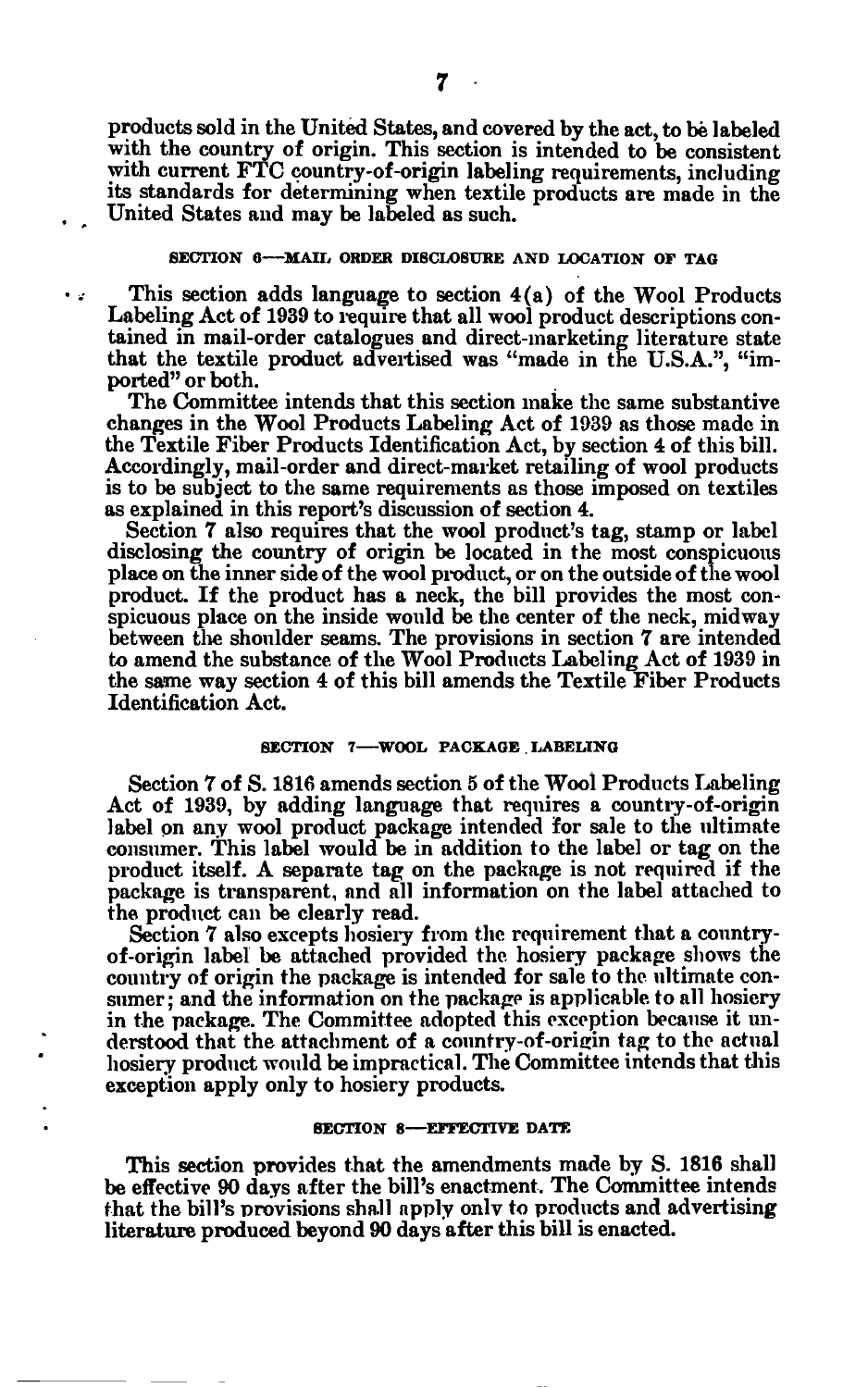products sold in the United States, and covered by the act, to be labeled with the country of origin. This section is intended to be consistent with current FTC country-of-origin labeling requirements, including its standards for determining when textile products are made in the United States and may be labeled as such.

### SECTION 6—MAIL ORDER DISCLOSURE AND LOCATION OF TAG

This section adds language to section 4(a) of the Wool Products Labeling Act of 1939 to require that all wool product descriptions contained in mail-order catalogues and direct-marketing literature state that the textile product advertised was "made in the U.S.A.", "imported" or both.

The Committee intends that this section make the same substantive changes in the Wool Products Labeling Act of 1939 as those made in the Textile Fiber Products Identification Act, by section 4 of this bill. Accordingly, mail-order and direct-market retailing of wool products is to be subject to the same requirements as those imposed on textiles as explained in this report's discussion of section 4.

Section 7 also requires that the wool product's tag, stamp or label disclosing the country of origin be located in the most conspicuous place on the inner side of the wool product, or on the outside of the wool product. If the product has a neck, the bill provides the most conspicuous place on the inside would be the center of the neck, midway between the shoulder seams. The provisions in section 7 are intended to amend the substance of the Wool Products Labeling Act of 1939 in the same way section 4 of this bill amends the Textile Fiber Products Identification Act.

### SECTION 7—WOOL PACKAGE LABELING

Section 7 of S. 1816 amends section 5 of the Wool Products Labeling Act of 1939, by adding language that requires a country-of-origin label on any wool product package intended for sale to the ultimate consumer. This label would be in addition to the label or tag on the product itself. A separate tag on the package is not required if the package is transparent, and all information on the label attached to the product can be clearly read.

Section 7 also excepts hosiery from the requirement that a country-of-origin label be attached provided the hosiery package shows the country of origin the package is intended for sale to the ultimate consumer; and the information on the package is applicable to all hosiery in the package. The Committee adopted this exception because it understood that the attachment of a country-of-origin tag to the actual hosiery product would be impractical. The Committee intends that this exception apply only to hosiery products.

### SECTION 8—EFFECTIVE DATE

This section provides that the amendments made by S. 1816 shall be effective 90 days after the bill's enactment. The Committee intends that the bill's provisions shall apply only to products and advertising literature produced beyond 90 days after this bill is enacted.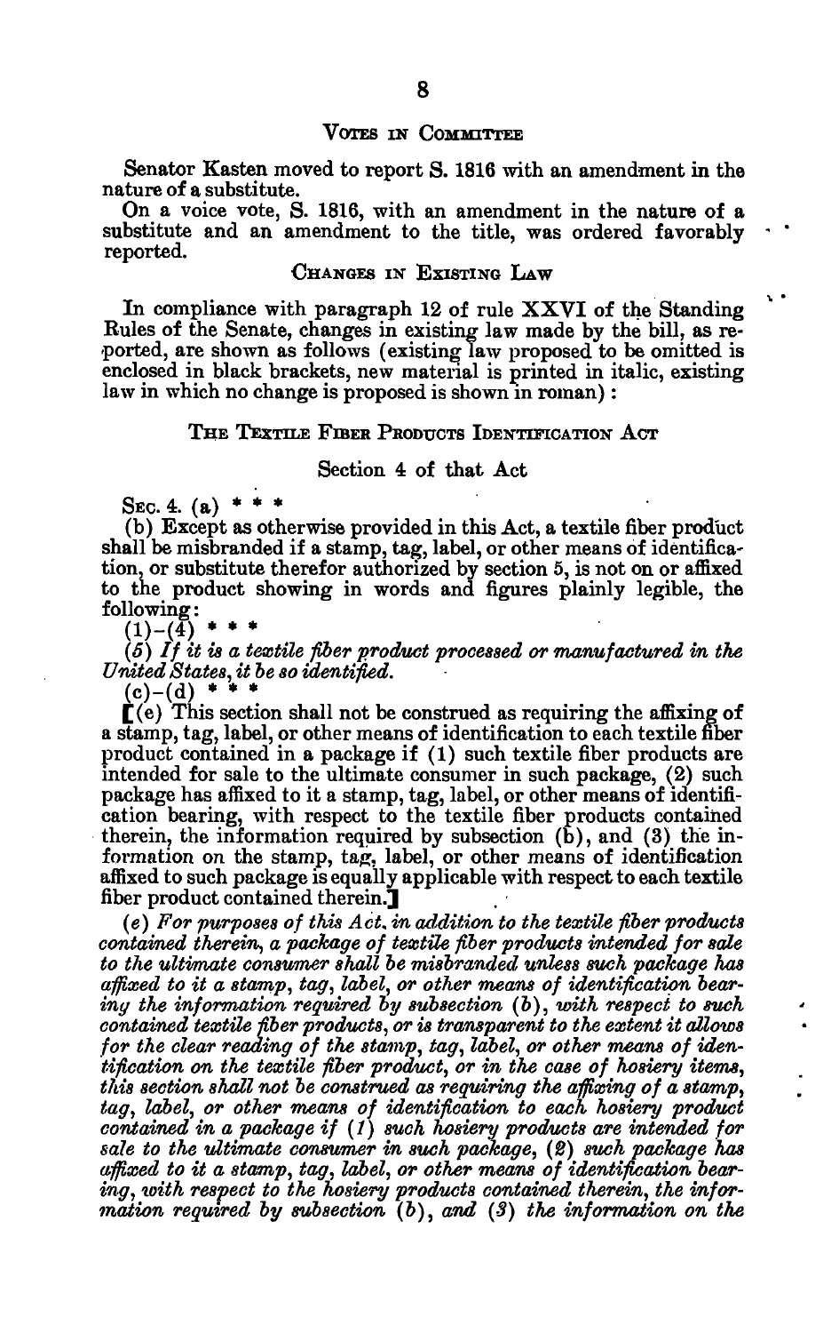## VOTES IN COMMITTEE

Senator Kasten moved to report S. 1816 with an amendment in the nature of a substitute.

On a voice vote, S. 1816, with an amendment in the nature of a substitute and an amendment to the title, was ordered favorably reported.

## CHANGES IN EXISTING LAW

In compliance with paragraph 12 of rule XXVI of the Standing Rules of the Senate, changes in existing law made by the bill, as reported, are shown as follows (existing law proposed to be omitted is enclosed in black brackets, new material is printed in italic, existing law in which no change is proposed is shown in roman):

### THE TEXTILE FIBER PRODUCTS IDENTIFICATION ACT

#### Section 4 of that Act

SEC. 4. (a) * * *

(b) Except as otherwise provided in this Act, a textile fiber product shall be misbranded if a stamp, tag, label, or other means of identification, or substitute therefor authorized by section 5, is not on or affixed to the product showing in words and figures plainly legible, the following:

(1)–(4) * * *

*(5) If it is a textile fiber product processed or manufactured in the United States, it be so identified.*

(c)–(d) * * *

[(e) This section shall not be construed as requiring the affixing of a stamp, tag, label, or other means of identification to each textile fiber product contained in a package if (1) such textile fiber products are intended for sale to the ultimate consumer in such package, (2) such package has affixed to it a stamp, tag, label, or other means of identification bearing, with respect to the textile fiber products contained therein, the information required by subsection (b), and (3) the information on the stamp, tag, label, or other means of identification affixed to such package is equally applicable with respect to each textile fiber product contained therein.]

*(e) For purposes of this Act, in addition to the textile fiber products contained therein, a package of textile fiber products intended for sale to the ultimate consumer shall be misbranded unless such package has affixed to it a stamp, tag, label, or other means of identification bearing the information required by subsection (b), with respect to such contained textile fiber products, or is transparent to the extent it allows for the clear reading of the stamp, tag, label, or other means of identification on the textile fiber product, or in the case of hosiery items, this section shall not be construed as requiring the affixing of a stamp, tag, label, or other means of identification to each hosiery product contained in a package if (1) such hosiery products are intended for sale to the ultimate consumer in such package, (2) such package has affixed to it a stamp, tag, label, or other means of identification bearing, with respect to the hosiery products contained therein, the information required by subsection (b), and (3) the information on the*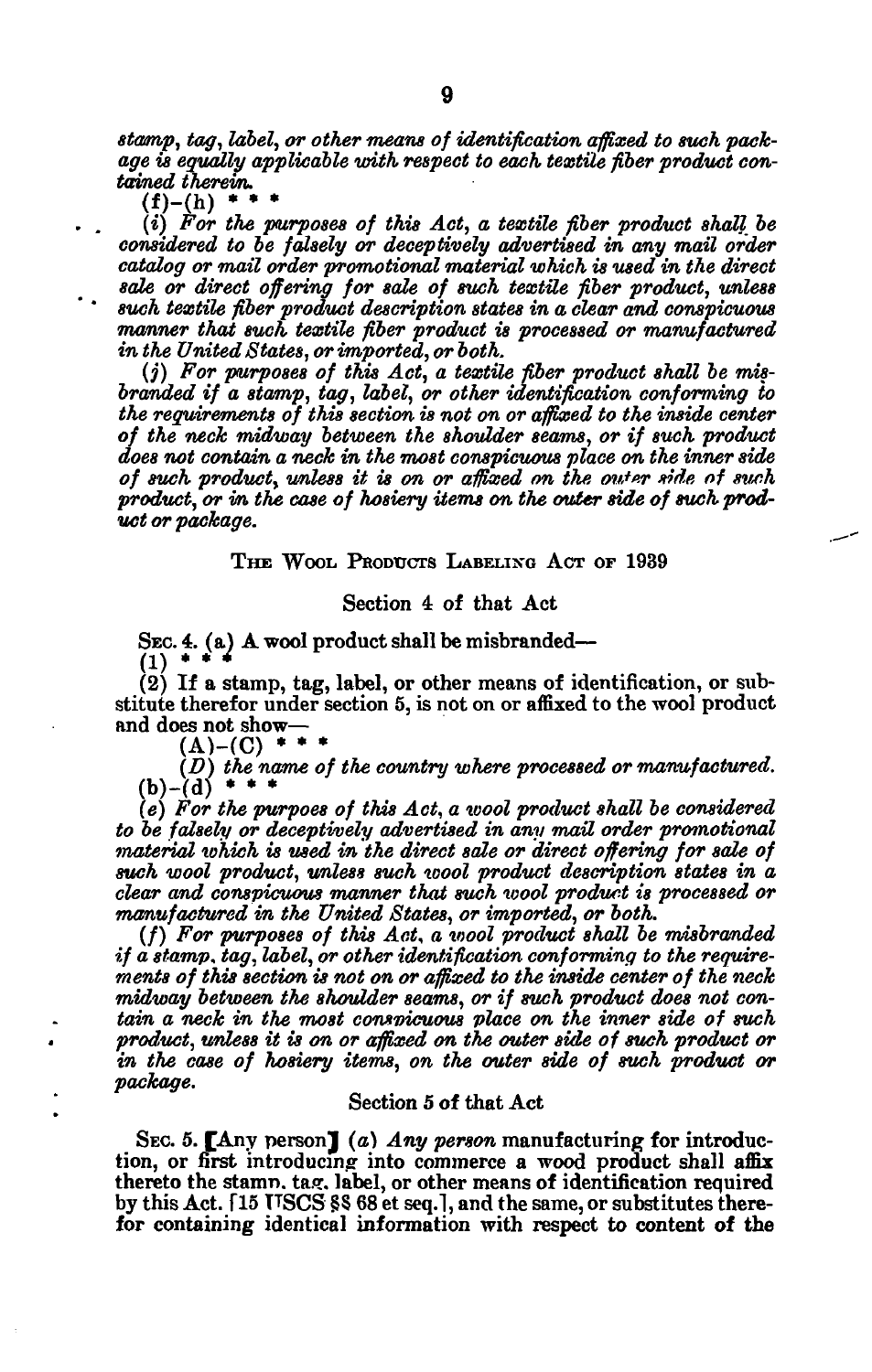*stamp, tag, label, or other means of identification affixed to such package is equally applicable with respect to each textile fiber product contained therein.*

(f)–(h) * * *

(*i*) *For the purposes of this Act, a textile fiber product shall be considered to be falsely or deceptively advertised in any mail order catalog or mail order promotional material which is used in the direct sale or direct offering for sale of such textile fiber product, unless such textile fiber product description states in a clear and conspicuous manner that such textile fiber product is processed or manufactured in the United States, or imported, or both.*

(*j*) *For purposes of this Act, a textile fiber product shall be misbranded if a stamp, tag, label, or other identification conforming to the requirements of this section is not on or affixed to the inside center of the neck midway between the shoulder seams, or if such product does not contain a neck in the most conspicuous place on the inner side of such product, unless it is on or affixed on the outer side of such product, or in the case of hosiery items on the outer side of such product or package.*

THE WOOL PRODUCTS LABELING ACT OF 1939

Section 4 of that Act

SEC. 4. (a) A wool product shall be misbranded—

(1) * * *

(2) If a stamp, tag, label, or other means of identification, or substitute therefor under section 5, is not on or affixed to the wool product and does not show—

(A)–(C) * * *

(*D*) *the name of the country where processed or manufactured.*

(b)–(d) * * *

(*e*) *For the purpoes of this Act, a wool product shall be considered to be falsely or deceptively advertised in any mail order promotional material which is used in the direct sale or direct offering for sale of such wool product, unless such wool product description states in a clear and conspicuous manner that such wool product is processed or manufactured in the United States, or imported, or both.*

(*f*) *For purposes of this Act, a wool product shall be misbranded if a stamp, tag, label, or other identification conforming to the requirements of this section is not on or affixed to the inside center of the neck midway between the shoulder seams, or if such product does not contain a neck in the most conspicuous place on the inner side of such product, unless it is on or affixed on the outer side of such product or in the case of hosiery items, on the outer side of such product or package.*

Section 5 of that Act

SEC. 5. [Any person] (*a*) *Any person* manufacturing for introduction, or first introducing into commerce a wood product shall affix thereto the stamp, tag, label, or other means of identification required by this Act. [15 USCS §§ 68 et seq.], and the same, or substitutes therefor containing identical information with respect to content of the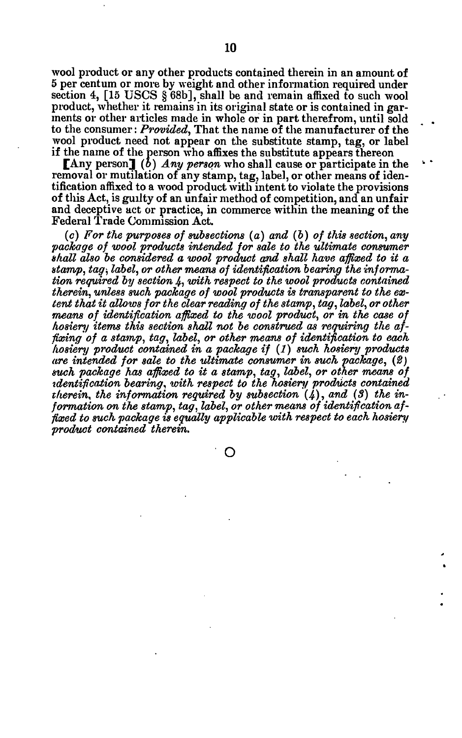wool product or any other products contained therein in an amount of 5 per centum or more by weight and other information required under section 4, [15 USCS § 68b], shall be and remain affixed to such wool product, whether it remains in its original state or is contained in garments or other articles made in whole or in part therefrom, until sold to the consumer: *Provided*, That the name of the manufacturer of the wool product need not appear on the substitute stamp, tag, or label if the name of the person who affixes the substitute appears thereon

[Any person] (*b*) *Any person* who shall cause or participate in the removal or mutilation of any stamp, tag, label, or other means of identification affixed to a wood product with intent to violate the provisions of this Act, is guilty of an unfair method of competition, and an unfair and deceptive act or practice, in commerce within the meaning of the Federal Trade Commission Act.

*(c) For the purposes of subsections (a) and (b) of this section, any package of wool products intended for sale to the ultimate consumer shall also be considered a wool product and shall have affixed to it a stamp, tag, label, or other means of identification bearing the information required by section 4, with respect to the wool products contained therein, unless such package of wool products is transparent to the extent that it allows for the clear reading of the stamp, tag, label, or other means of identification affixed to the wool product, or in the case of hosiery items this section shall not be construed as requiring the affixing of a stamp, tag, label, or other means of identification to each hosiery product contained in a package if (1) such hosiery products are intended for sale to the ultimate consumer in such package, (2) such package has affixed to it a stamp, tag, label, or other means of identification bearing, with respect to the hosiery prodicts contained therein, the information required by subsection (4), and (3) the information on the stamp, tag, label, or other means of identification affixed to such package is equally applicable with respect to each hosiery product contained therein.*

O